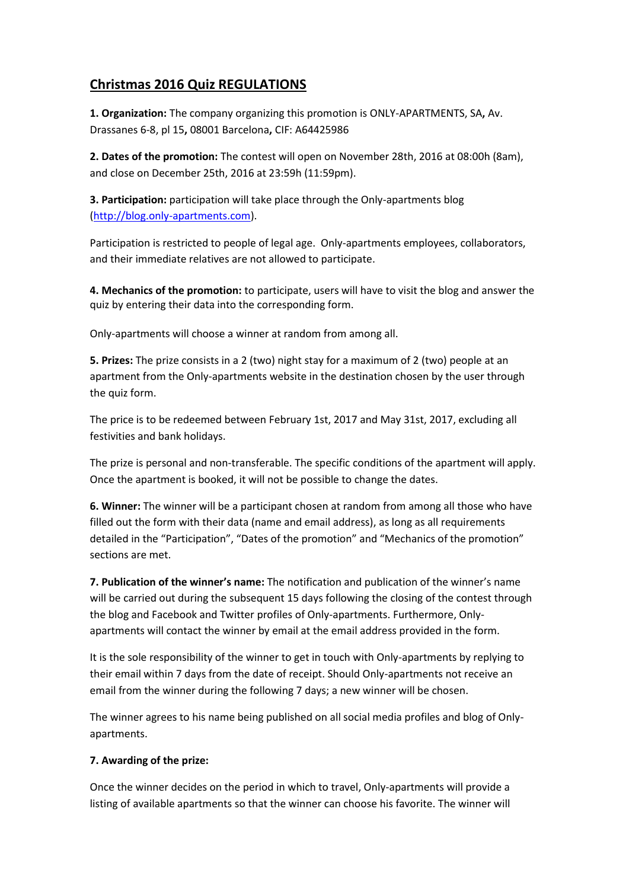# Christmas 2016 Quiz REGULATIONS

**1. Organization:** The company organizing this promotion is ONLY-APARTMENTS, SA**,** Av. Drassanes 6-8, pl 15**,** 08001 Barcelona**,** CIF: A64425986

**2. Dates of the promotion:** The contest will open on November 28th, 2016 at 08:00h (8am), and close on December 25th, 2016 at 23:59h (11:59pm).

**3. Participation:** participation will take place through the Only-apartments blog (http://blog.only-apartments.com).

Participation is restricted to people of legal age. Only-apartments employees, collaborators, and their immediate relatives are not allowed to participate.

**4. Mechanics of the promotion:** to participate, users will have to visit the blog and answer the quiz by entering their data into the corresponding form.

Only-apartments will choose a winner at random from among all.

**5. Prizes:** The prize consists in a 2 (two) night stay for a maximum of 2 (two) people at an apartment from the Only-apartments website in the destination chosen by the user through the quiz form.

The price is to be redeemed between February 1st, 2017 and May 31st, 2017, excluding all festivities and bank holidays.

The prize is personal and non-transferable. The specific conditions of the apartment will apply. Once the apartment is booked, it will not be possible to change the dates.

**6. Winner:** The winner will be a participant chosen at random from among all those who have filled out the form with their data (name and email address), as long as all requirements detailed in the "Participation", "Dates of the promotion" and "Mechanics of the promotion" sections are met.

**7. Publication of the winner's name:** The notification and publication of the winner's name will be carried out during the subsequent 15 days following the closing of the contest through the blog and Facebook and Twitter profiles of Only-apartments. Furthermore, Only-apartments will contact the winner by email at the email address provided in the form.

It is the sole responsibility of the winner to get in touch with Only-apartments by replying to their email within 7 days from the date of receipt. Should Only-apartments not receive an email from the winner during the following 7 days; a new winner will be chosen.

The winner agrees to his name being published on all social media profiles and blog of Only-apartments.

**7. Awarding of the prize:**

Once the winner decides on the period in which to travel, Only-apartments will provide a listing of available apartments so that the winner can choose his favorite. The winner will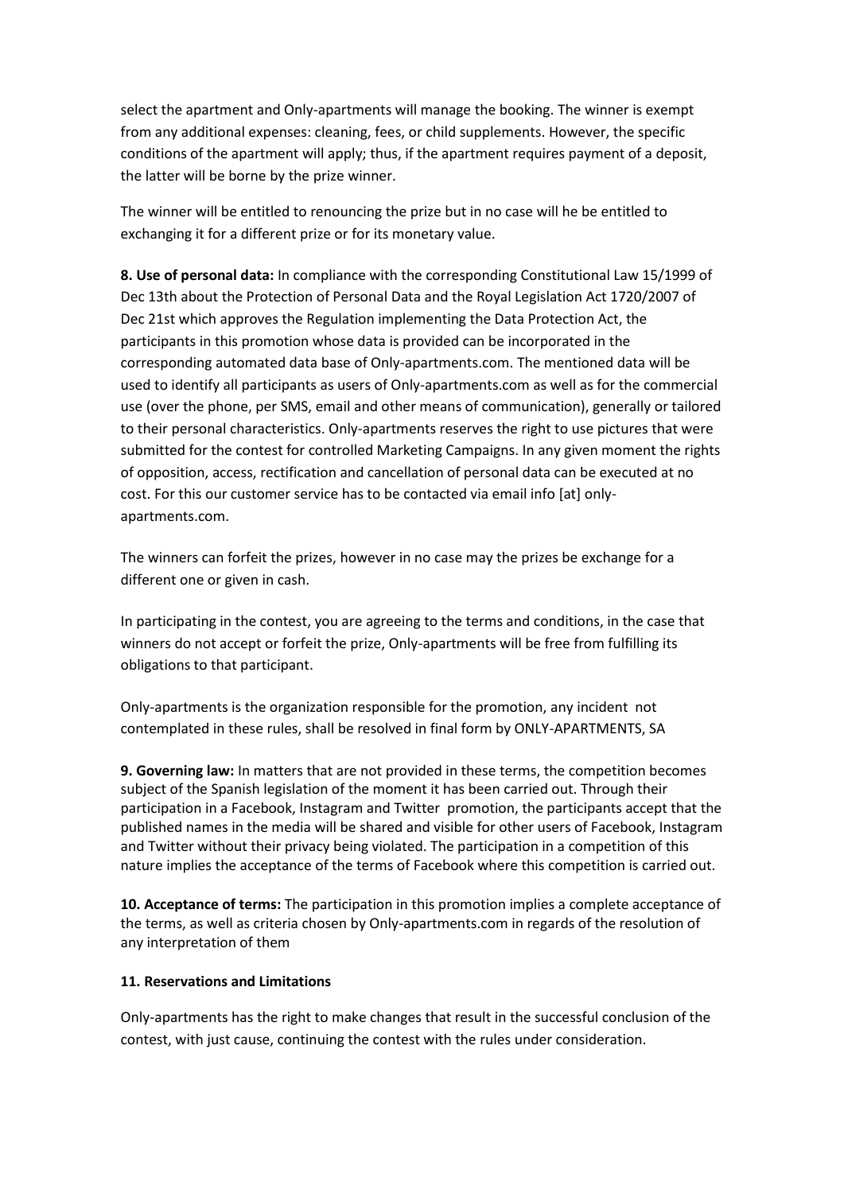select the apartment and Only-apartments will manage the booking. The winner is exempt from any additional expenses: cleaning, fees, or child supplements. However, the specific conditions of the apartment will apply; thus, if the apartment requires payment of a deposit, the latter will be borne by the prize winner.

The winner will be entitled to renouncing the prize but in no case will he be entitled to exchanging it for a different prize or for its monetary value.

**8. Use of personal data:** In compliance with the corresponding Constitutional Law 15/1999 of Dec 13th about the Protection of Personal Data and the Royal Legislation Act 1720/2007 of Dec 21st which approves the Regulation implementing the Data Protection Act, the participants in this promotion whose data is provided can be incorporated in the corresponding automated data base of Only-apartments.com. The mentioned data will be used to identify all participants as users of Only-apartments.com as well as for the commercial use (over the phone, per SMS, email and other means of communication), generally or tailored to their personal characteristics. Only-apartments reserves the right to use pictures that were submitted for the contest for controlled Marketing Campaigns. In any given moment the rights of opposition, access, rectification and cancellation of personal data can be executed at no cost. For this our customer service has to be contacted via email info [at] only-apartments.com.

The winners can forfeit the prizes, however in no case may the prizes be exchange for a different one or given in cash.

In participating in the contest, you are agreeing to the terms and conditions, in the case that winners do not accept or forfeit the prize, Only-apartments will be free from fulfilling its obligations to that participant.

Only-apartments is the organization responsible for the promotion, any incident not contemplated in these rules, shall be resolved in final form by ONLY-APARTMENTS, SA

**9. Governing law:** In matters that are not provided in these terms, the competition becomes subject of the Spanish legislation of the moment it has been carried out. Through their participation in a Facebook, Instagram and Twitter promotion, the participants accept that the published names in the media will be shared and visible for other users of Facebook, Instagram and Twitter without their privacy being violated. The participation in a competition of this nature implies the acceptance of the terms of Facebook where this competition is carried out.

**10. Acceptance of terms:** The participation in this promotion implies a complete acceptance of the terms, as well as criteria chosen by Only-apartments.com in regards of the resolution of any interpretation of them

**11. Reservations and Limitations**

Only-apartments has the right to make changes that result in the successful conclusion of the contest, with just cause, continuing the contest with the rules under consideration.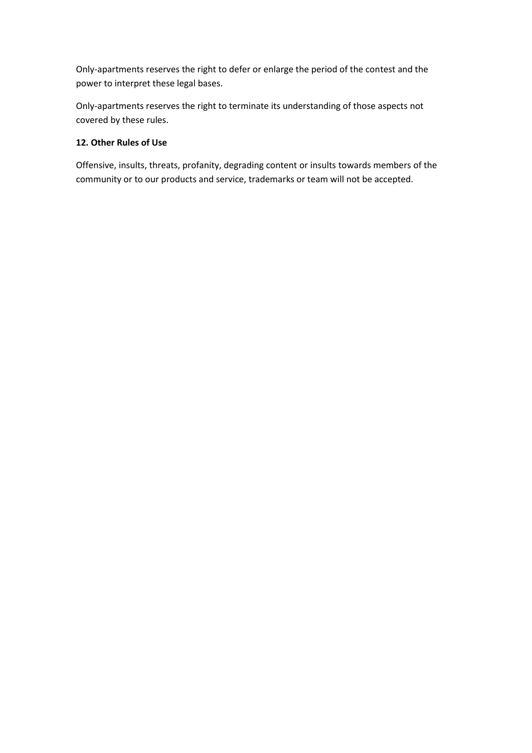Only-apartments reserves the right to defer or enlarge the period of the contest and the power to interpret these legal bases.

Only-apartments reserves the right to terminate its understanding of those aspects not covered by these rules.

### 12. Other Rules of Use

Offensive, insults, threats, profanity, degrading content or insults towards members of the community or to our products and service, trademarks or team will not be accepted.